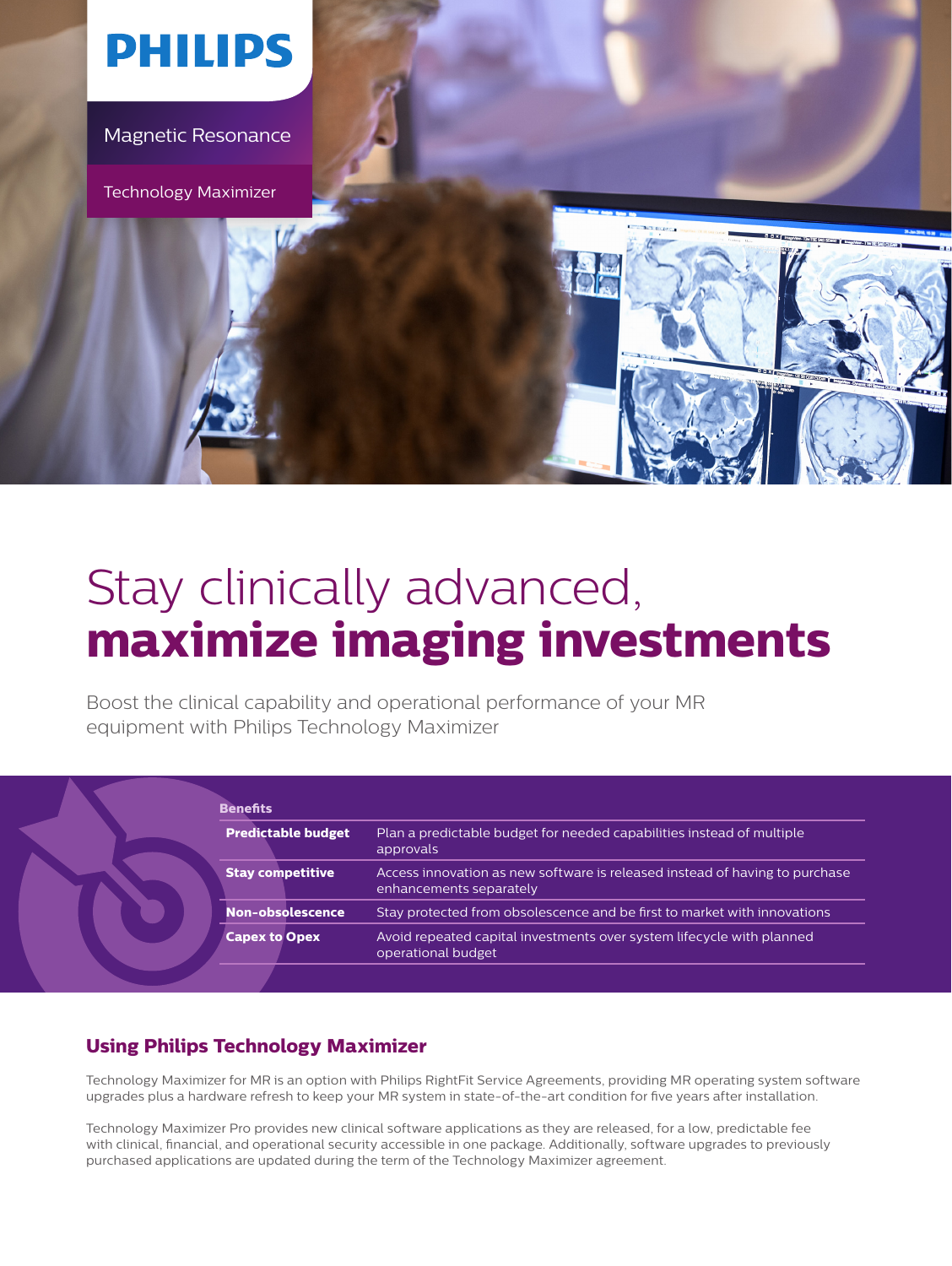PHILIPS

Magnetic Resonance

Technology Maximizer

# Stay clinically advanced, **maximize imaging investments**

Boost the clinical capability and operational performance of your MR equipment with Philips Technology Maximizer

| Benefits | |
|---|---|
| **Predictable budget** | Plan a predictable budget for needed capabilities instead of multiple approvals |
| **Stay competitive** | Access innovation as new software is released instead of having to purchase enhancements separately |
| **Non-obsolescence** | Stay protected from obsolescence and be first to market with innovations |
| **Capex to Opex** | Avoid repeated capital investments over system lifecycle with planned operational budget |

## Using Philips Technology Maximizer

Technology Maximizer for MR is an option with Philips RightFit Service Agreements, providing MR operating system software upgrades plus a hardware refresh to keep your MR system in state-of-the-art condition for five years after installation.

Technology Maximizer Pro provides new clinical software applications as they are released, for a low, predictable fee with clinical, financial, and operational security accessible in one package. Additionally, software upgrades to previously purchased applications are updated during the term of the Technology Maximizer agreement.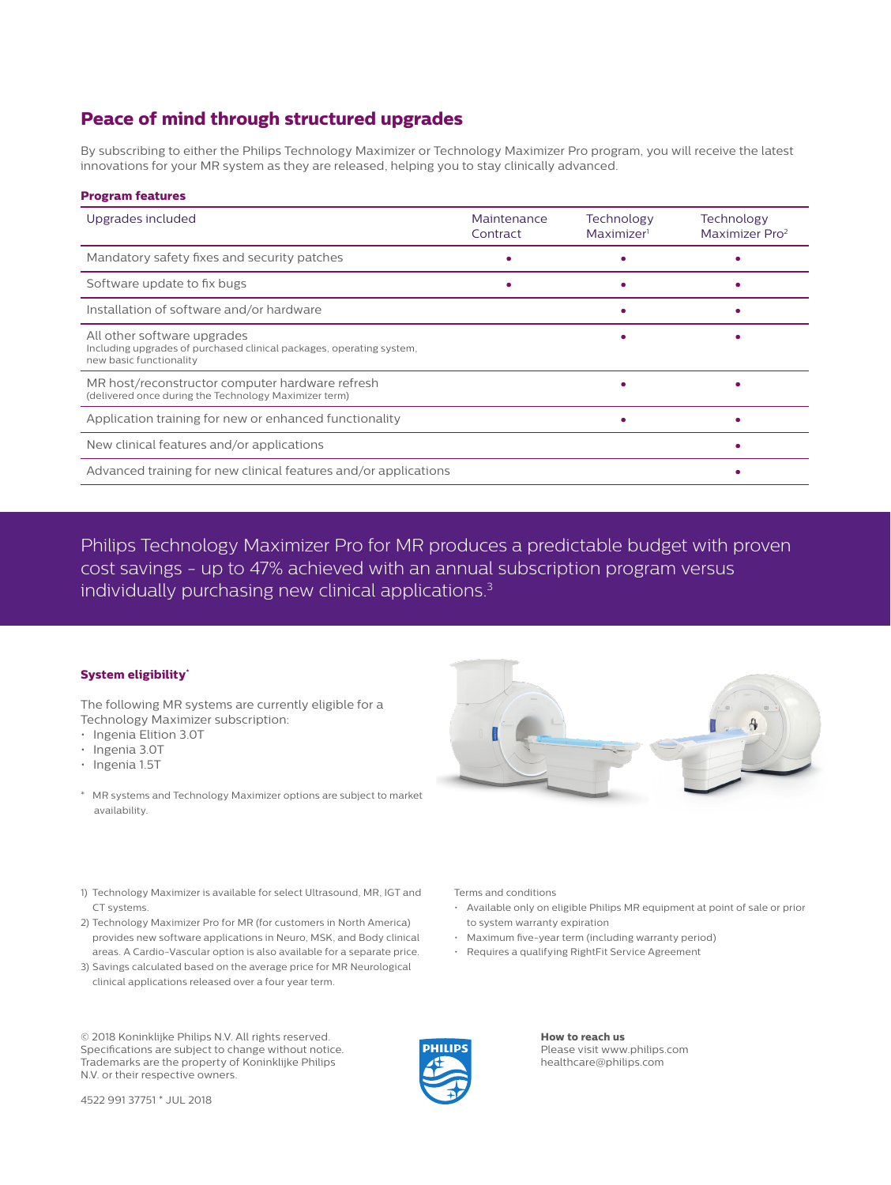## Peace of mind through structured upgrades

By subscribing to either the Philips Technology Maximizer or Technology Maximizer Pro program, you will receive the latest innovations for your MR system as they are released, helping you to stay clinically advanced.

**Program features**

| Upgrades included | Maintenance Contract | Technology Maximizer[1] | Technology Maximizer Pro[2] |
|---|---|---|---|
| Mandatory safety fixes and security patches | • | • | • |
| Software update to fix bugs | • | • | • |
| Installation of software and/or hardware | | • | • |
| All other software upgrades<br>Including upgrades of purchased clinical packages, operating system, new basic functionality | | • | • |
| MR host/reconstructor computer hardware refresh<br>(delivered once during the Technology Maximizer term) | | • | • |
| Application training for new or enhanced functionality | | • | • |
| New clinical features and/or applications | | | • |
| Advanced training for new clinical features and/or applications | | | • |

Philips Technology Maximizer Pro for MR produces a predictable budget with proven cost savings - up to 47% achieved with an annual subscription program versus individually purchasing new clinical applications.[3]

**System eligibility***

The following MR systems are currently eligible for a Technology Maximizer subscription:

- Ingenia Elition 3.0T
- Ingenia 3.0T
- Ingenia 1.5T

\* MR systems and Technology Maximizer options are subject to market availability.

1) Technology Maximizer is available for select Ultrasound, MR, IGT and CT systems.
2) Technology Maximizer Pro for MR (for customers in North America) provides new software applications in Neuro, MSK, and Body clinical areas. A Cardio-Vascular option is also available for a separate price.
3) Savings calculated based on the average price for MR Neurological clinical applications released over a four year term.

Terms and conditions

- Available only on eligible Philips MR equipment at point of sale or prior to system warranty expiration
- Maximum five-year term (including warranty period)
- Requires a qualifying RightFit Service Agreement

© 2018 Koninklijke Philips N.V. All rights reserved. Specifications are subject to change without notice. Trademarks are the property of Koninklijke Philips N.V. or their respective owners.

4522 991 37751 * JUL 2018

**How to reach us**
Please visit www.philips.com
healthcare@philips.com